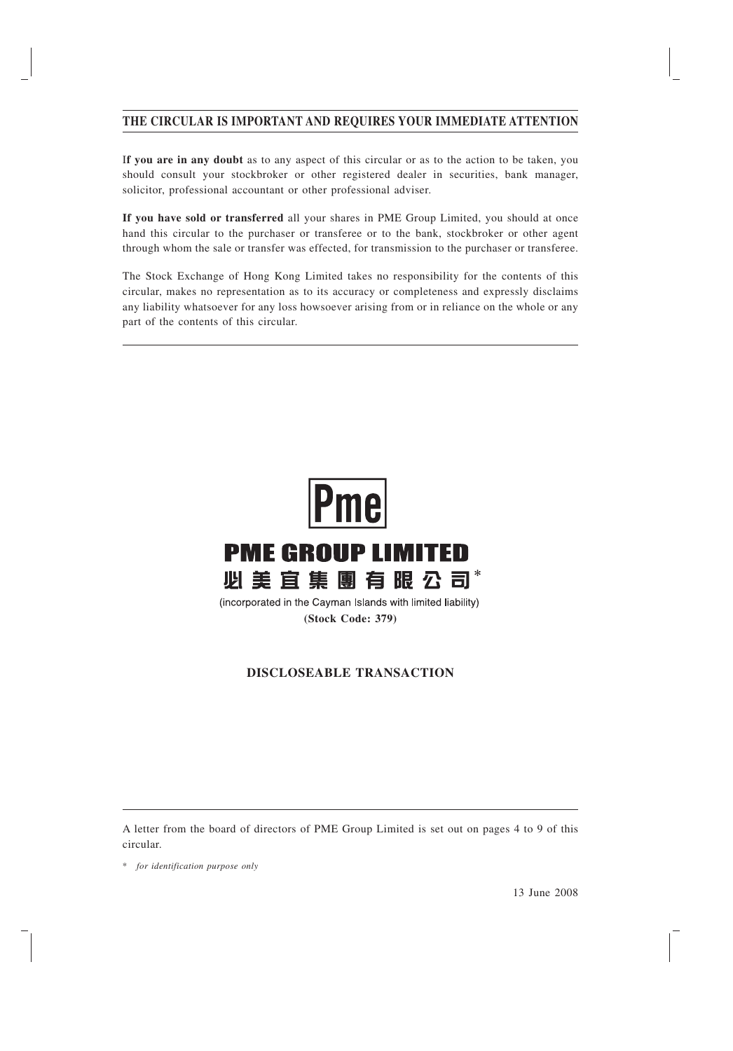**THE CIRCULAR IS IMPORTANT AND REQUIRES YOUR IMMEDIATE ATTENTION**

I**f you are in any doubt** as to any aspect of this circular or as to the action to be taken, you should consult your stockbroker or other registered dealer in securities, bank manager, solicitor, professional accountant or other professional adviser.

**If you have sold or transferred** all your shares in PME Group Limited, you should at once hand this circular to the purchaser or transferee or to the bank, stockbroker or other agent through whom the sale or transfer was effected, for transmission to the purchaser or transferee.

The Stock Exchange of Hong Kong Limited takes no responsibility for the contents of this circular, makes no representation as to its accuracy or completeness and expressly disclaims any liability whatsoever for any loss howsoever arising from or in reliance on the whole or any part of the contents of this circular.

**Pme**

# PME GROUP LIMITED

# 必美宜集團有限公司*

(incorporated in the Cayman Islands with limited liability)

**(Stock Code: 379)**

## DISCLOSEABLE TRANSACTION

A letter from the board of directors of PME Group Limited is set out on pages 4 to 9 of this circular.

\* *for identification purpose only*

13 June 2008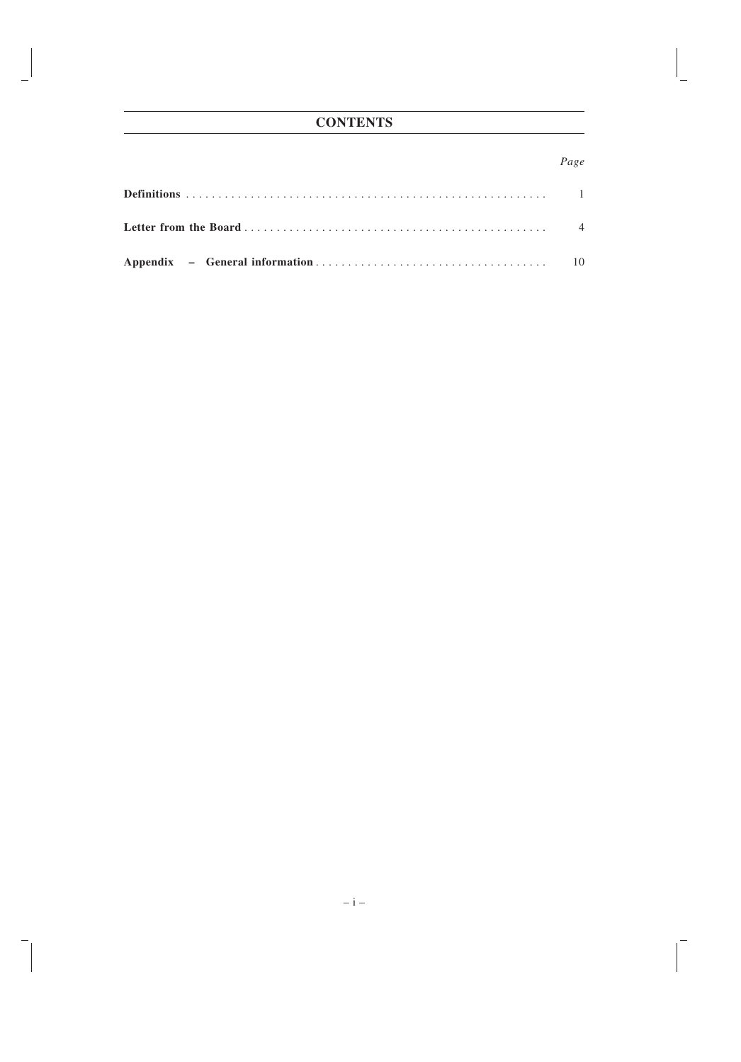# CONTENTS

| | *Page* |
|---|---|
| **Definitions** | 1 |
| **Letter from the Board** | 4 |
| **Appendix – General information** | 10 |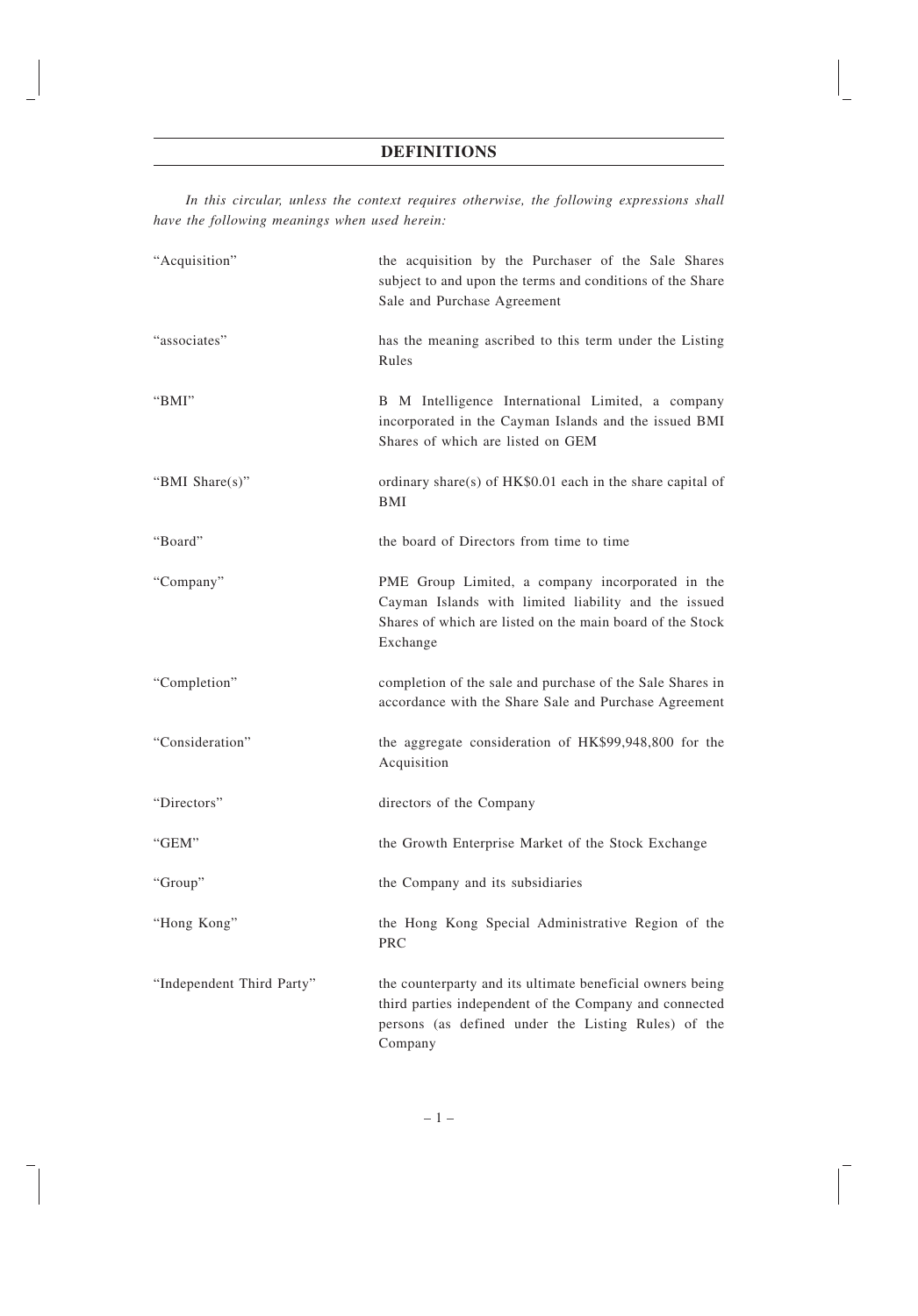# DEFINITIONS

*In this circular, unless the context requires otherwise, the following expressions shall have the following meanings when used herein:*

| | |
|---|---|
| "Acquisition" | the acquisition by the Purchaser of the Sale Shares subject to and upon the terms and conditions of the Share Sale and Purchase Agreement |
| "associates" | has the meaning ascribed to this term under the Listing Rules |
| "BMI" | B M Intelligence International Limited, a company incorporated in the Cayman Islands and the issued BMI Shares of which are listed on GEM |
| "BMI Share(s)" | ordinary share(s) of HK$0.01 each in the share capital of BMI |
| "Board" | the board of Directors from time to time |
| "Company" | PME Group Limited, a company incorporated in the Cayman Islands with limited liability and the issued Shares of which are listed on the main board of the Stock Exchange |
| "Completion" | completion of the sale and purchase of the Sale Shares in accordance with the Share Sale and Purchase Agreement |
| "Consideration" | the aggregate consideration of HK$99,948,800 for the Acquisition |
| "Directors" | directors of the Company |
| "GEM" | the Growth Enterprise Market of the Stock Exchange |
| "Group" | the Company and its subsidiaries |
| "Hong Kong" | the Hong Kong Special Administrative Region of the PRC |
| "Independent Third Party" | the counterparty and its ultimate beneficial owners being third parties independent of the Company and connected persons (as defined under the Listing Rules) of the Company |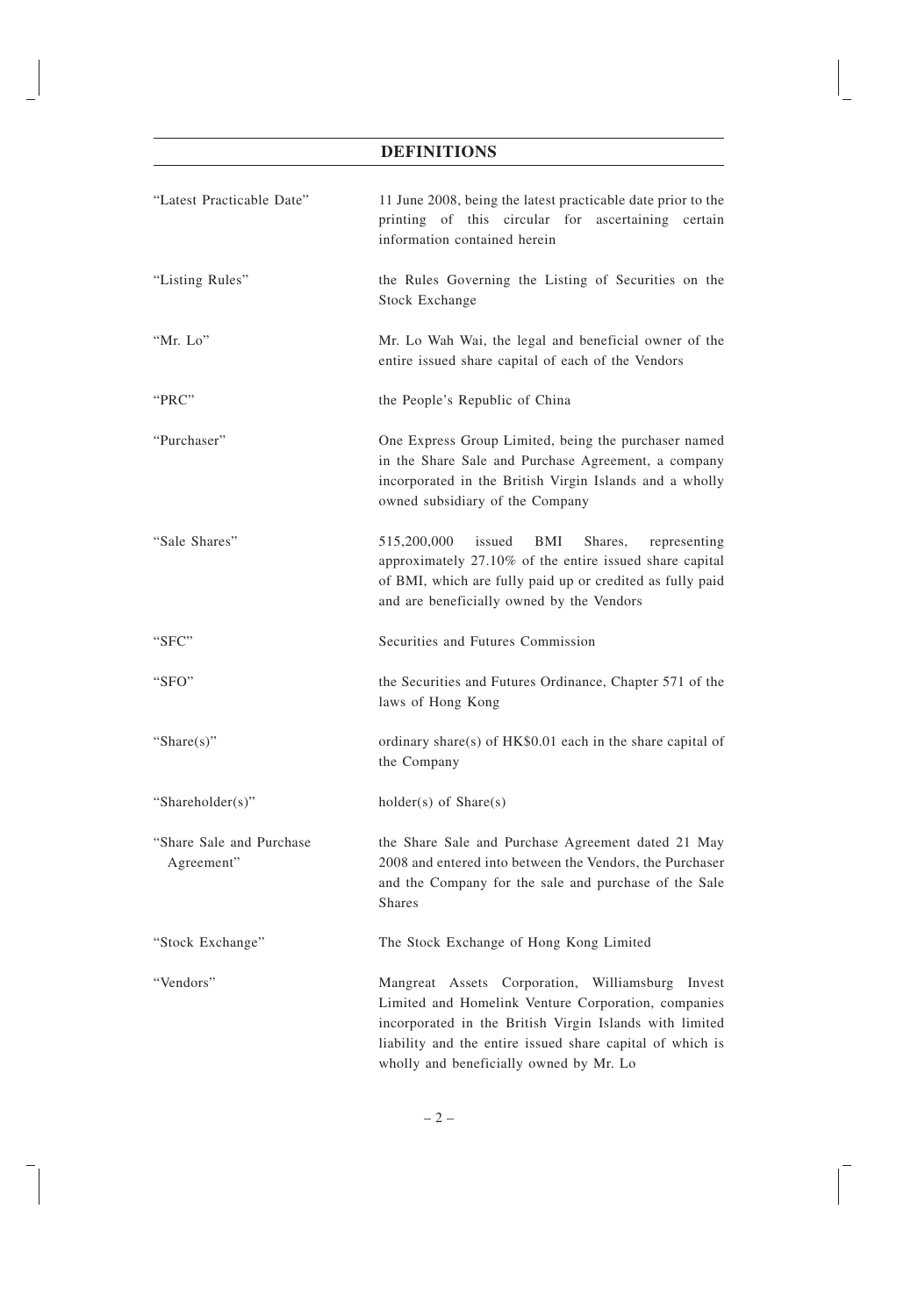## DEFINITIONS

| | |
|---|---|
| "Latest Practicable Date" | 11 June 2008, being the latest practicable date prior to the printing of this circular for ascertaining certain information contained herein |
| "Listing Rules" | the Rules Governing the Listing of Securities on the Stock Exchange |
| "Mr. Lo" | Mr. Lo Wah Wai, the legal and beneficial owner of the entire issued share capital of each of the Vendors |
| "PRC" | the People's Republic of China |
| "Purchaser" | One Express Group Limited, being the purchaser named in the Share Sale and Purchase Agreement, a company incorporated in the British Virgin Islands and a wholly owned subsidiary of the Company |
| "Sale Shares" | 515,200,000 issued BMI Shares, representing approximately 27.10% of the entire issued share capital of BMI, which are fully paid up or credited as fully paid and are beneficially owned by the Vendors |
| "SFC" | Securities and Futures Commission |
| "SFO" | the Securities and Futures Ordinance, Chapter 571 of the laws of Hong Kong |
| "Share(s)" | ordinary share(s) of HK$0.01 each in the share capital of the Company |
| "Shareholder(s)" | holder(s) of Share(s) |
| "Share Sale and Purchase Agreement" | the Share Sale and Purchase Agreement dated 21 May 2008 and entered into between the Vendors, the Purchaser and the Company for the sale and purchase of the Sale Shares |
| "Stock Exchange" | The Stock Exchange of Hong Kong Limited |
| "Vendors" | Mangreat Assets Corporation, Williamsburg Invest Limited and Homelink Venture Corporation, companies incorporated in the British Virgin Islands with limited liability and the entire issued share capital of which is wholly and beneficially owned by Mr. Lo |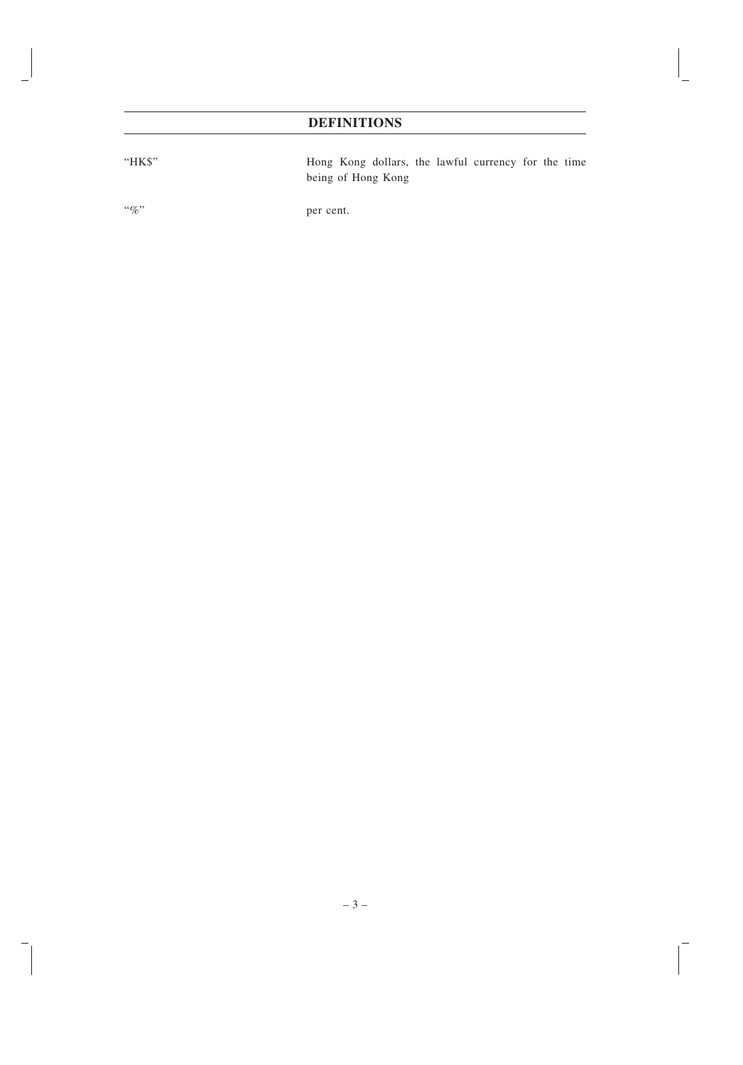# DEFINITIONS

| | |
|---|---|
| "HK$" | Hong Kong dollars, the lawful currency for the time being of Hong Kong |
| "%" | per cent. |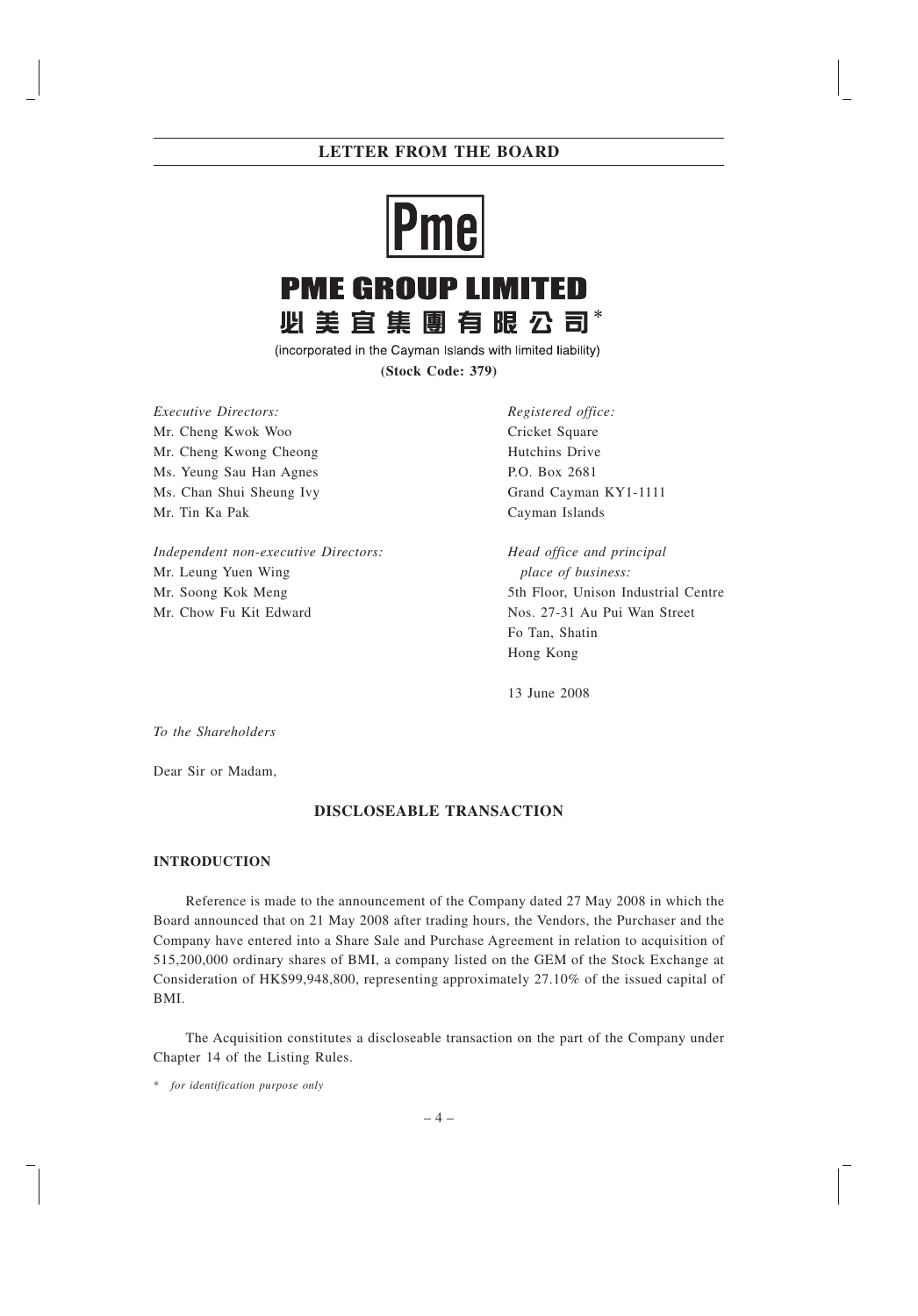# LETTER FROM THE BOARD

Pme

**PME GROUP LIMITED**

**必美宜集團有限公司***

(incorporated in the Cayman Islands with limited liability)

**(Stock Code: 379)**

*Executive Directors:*
Mr. Cheng Kwok Woo
Mr. Cheng Kwong Cheong
Ms. Yeung Sau Han Agnes
Ms. Chan Shui Sheung Ivy
Mr. Tin Ka Pak

*Independent non-executive Directors:*
Mr. Leung Yuen Wing
Mr. Soong Kok Meng
Mr. Chow Fu Kit Edward

*Registered office:*
Cricket Square
Hutchins Drive
P.O. Box 2681
Grand Cayman KY1-1111
Cayman Islands

*Head office and principal place of business:*
5th Floor, Unison Industrial Centre
Nos. 27-31 Au Pui Wan Street
Fo Tan, Shatin
Hong Kong

13 June 2008

*To the Shareholders*

Dear Sir or Madam,

## DISCLOSEABLE TRANSACTION

### INTRODUCTION

Reference is made to the announcement of the Company dated 27 May 2008 in which the Board announced that on 21 May 2008 after trading hours, the Vendors, the Purchaser and the Company have entered into a Share Sale and Purchase Agreement in relation to acquisition of 515,200,000 ordinary shares of BMI, a company listed on the GEM of the Stock Exchange at Consideration of HK$99,948,800, representing approximately 27.10% of the issued capital of BMI.

The Acquisition constitutes a discloseable transaction on the part of the Company under Chapter 14 of the Listing Rules.

* *for identification purpose only*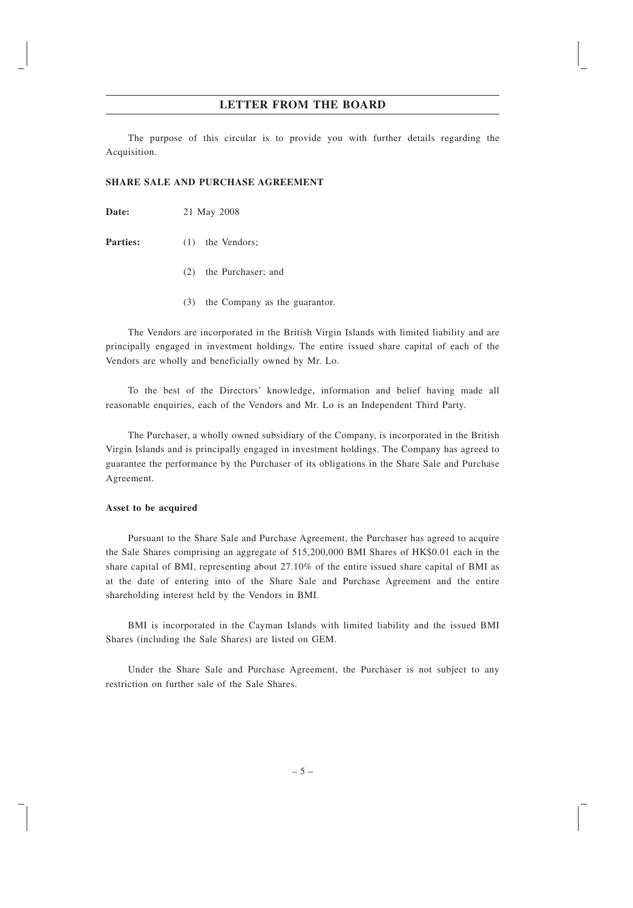## LETTER FROM THE BOARD

The purpose of this circular is to provide you with further details regarding the Acquisition.

### SHARE SALE AND PURCHASE AGREEMENT

**Date:** 21 May 2008

**Parties:**

(1) the Vendors;

(2) the Purchaser; and

(3) the Company as the guarantor.

The Vendors are incorporated in the British Virgin Islands with limited liability and are principally engaged in investment holdings. The entire issued share capital of each of the Vendors are wholly and beneficially owned by Mr. Lo.

To the best of the Directors' knowledge, information and belief having made all reasonable enquiries, each of the Vendors and Mr. Lo is an Independent Third Party.

The Purchaser, a wholly owned subsidiary of the Company, is incorporated in the British Virgin Islands and is principally engaged in investment holdings. The Company has agreed to guarantee the performance by the Purchaser of its obligations in the Share Sale and Purchase Agreement.

#### Asset to be acquired

Pursuant to the Share Sale and Purchase Agreement, the Purchaser has agreed to acquire the Sale Shares comprising an aggregate of 515,200,000 BMI Shares of HK$0.01 each in the share capital of BMI, representing about 27.10% of the entire issued share capital of BMI as at the date of entering into of the Share Sale and Purchase Agreement and the entire shareholding interest held by the Vendors in BMI.

BMI is incorporated in the Cayman Islands with limited liability and the issued BMI Shares (including the Sale Shares) are listed on GEM.

Under the Share Sale and Purchase Agreement, the Purchaser is not subject to any restriction on further sale of the Sale Shares.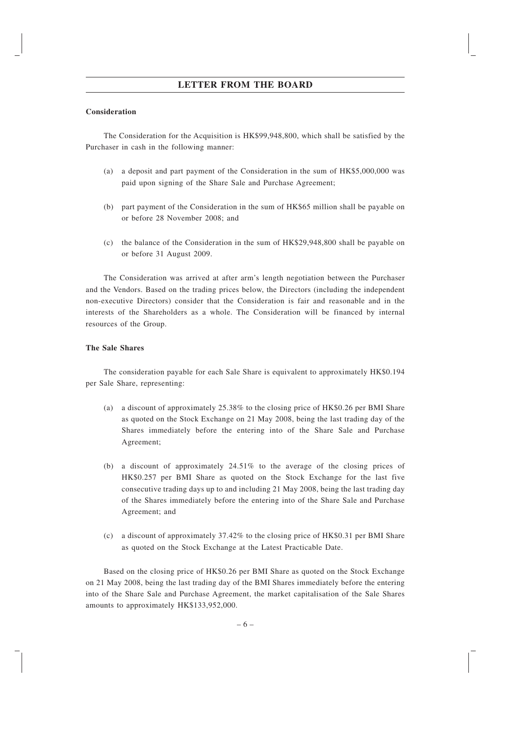**Consideration**

The Consideration for the Acquisition is HK$99,948,800, which shall be satisfied by the Purchaser in cash in the following manner:

(a) a deposit and part payment of the Consideration in the sum of HK$5,000,000 was paid upon signing of the Share Sale and Purchase Agreement;

(b) part payment of the Consideration in the sum of HK$65 million shall be payable on or before 28 November 2008; and

(c) the balance of the Consideration in the sum of HK$29,948,800 shall be payable on or before 31 August 2009.

The Consideration was arrived at after arm's length negotiation between the Purchaser and the Vendors. Based on the trading prices below, the Directors (including the independent non-executive Directors) consider that the Consideration is fair and reasonable and in the interests of the Shareholders as a whole. The Consideration will be financed by internal resources of the Group.

**The Sale Shares**

The consideration payable for each Sale Share is equivalent to approximately HK$0.194 per Sale Share, representing:

(a) a discount of approximately 25.38% to the closing price of HK$0.26 per BMI Share as quoted on the Stock Exchange on 21 May 2008, being the last trading day of the Shares immediately before the entering into of the Share Sale and Purchase Agreement;

(b) a discount of approximately 24.51% to the average of the closing prices of HK$0.257 per BMI Share as quoted on the Stock Exchange for the last five consecutive trading days up to and including 21 May 2008, being the last trading day of the Shares immediately before the entering into of the Share Sale and Purchase Agreement; and

(c) a discount of approximately 37.42% to the closing price of HK$0.31 per BMI Share as quoted on the Stock Exchange at the Latest Practicable Date.

Based on the closing price of HK$0.26 per BMI Share as quoted on the Stock Exchange on 21 May 2008, being the last trading day of the BMI Shares immediately before the entering into of the Share Sale and Purchase Agreement, the market capitalisation of the Sale Shares amounts to approximately HK$133,952,000.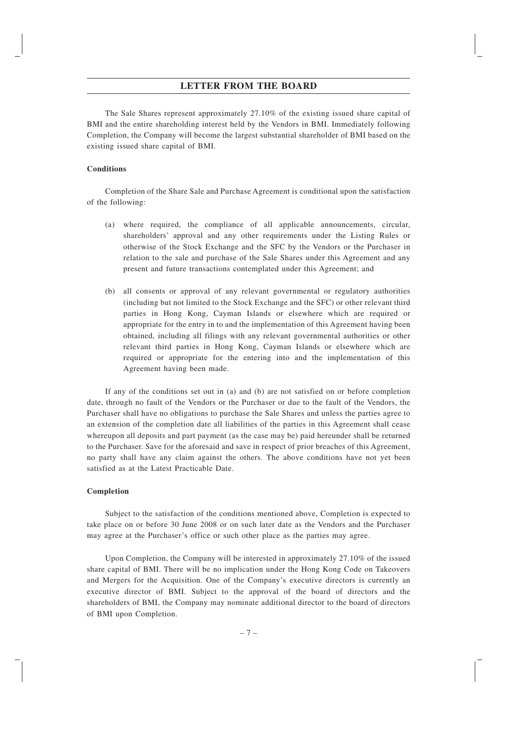The Sale Shares represent approximately 27.10% of the existing issued share capital of BMI and the entire shareholding interest held by the Vendors in BMI. Immediately following Completion, the Company will become the largest substantial shareholder of BMI based on the existing issued share capital of BMI.

**Conditions**

Completion of the Share Sale and Purchase Agreement is conditional upon the satisfaction of the following:

(a) where required, the compliance of all applicable announcements, circular, shareholders' approval and any other requirements under the Listing Rules or otherwise of the Stock Exchange and the SFC by the Vendors or the Purchaser in relation to the sale and purchase of the Sale Shares under this Agreement and any present and future transactions contemplated under this Agreement; and

(b) all consents or approval of any relevant governmental or regulatory authorities (including but not limited to the Stock Exchange and the SFC) or other relevant third parties in Hong Kong, Cayman Islands or elsewhere which are required or appropriate for the entry in to and the implementation of this Agreement having been obtained, including all filings with any relevant governmental authorities or other relevant third parties in Hong Kong, Cayman Islands or elsewhere which are required or appropriate for the entering into and the implementation of this Agreement having been made.

If any of the conditions set out in (a) and (b) are not satisfied on or before completion date, through no fault of the Vendors or the Purchaser or due to the fault of the Vendors, the Purchaser shall have no obligations to purchase the Sale Shares and unless the parties agree to an extension of the completion date all liabilities of the parties in this Agreement shall cease whereupon all deposits and part payment (as the case may be) paid hereunder shall be returned to the Purchaser. Save for the aforesaid and save in respect of prior breaches of this Agreement, no party shall have any claim against the others. The above conditions have not yet been satisfied as at the Latest Practicable Date.

**Completion**

Subject to the satisfaction of the conditions mentioned above, Completion is expected to take place on or before 30 June 2008 or on such later date as the Vendors and the Purchaser may agree at the Purchaser's office or such other place as the parties may agree.

Upon Completion, the Company will be interested in approximately 27.10% of the issued share capital of BMI. There will be no implication under the Hong Kong Code on Takeovers and Mergers for the Acquisition. One of the Company's executive directors is currently an executive director of BMI. Subject to the approval of the board of directors and the shareholders of BMI, the Company may nominate additional director to the board of directors of BMI upon Completion.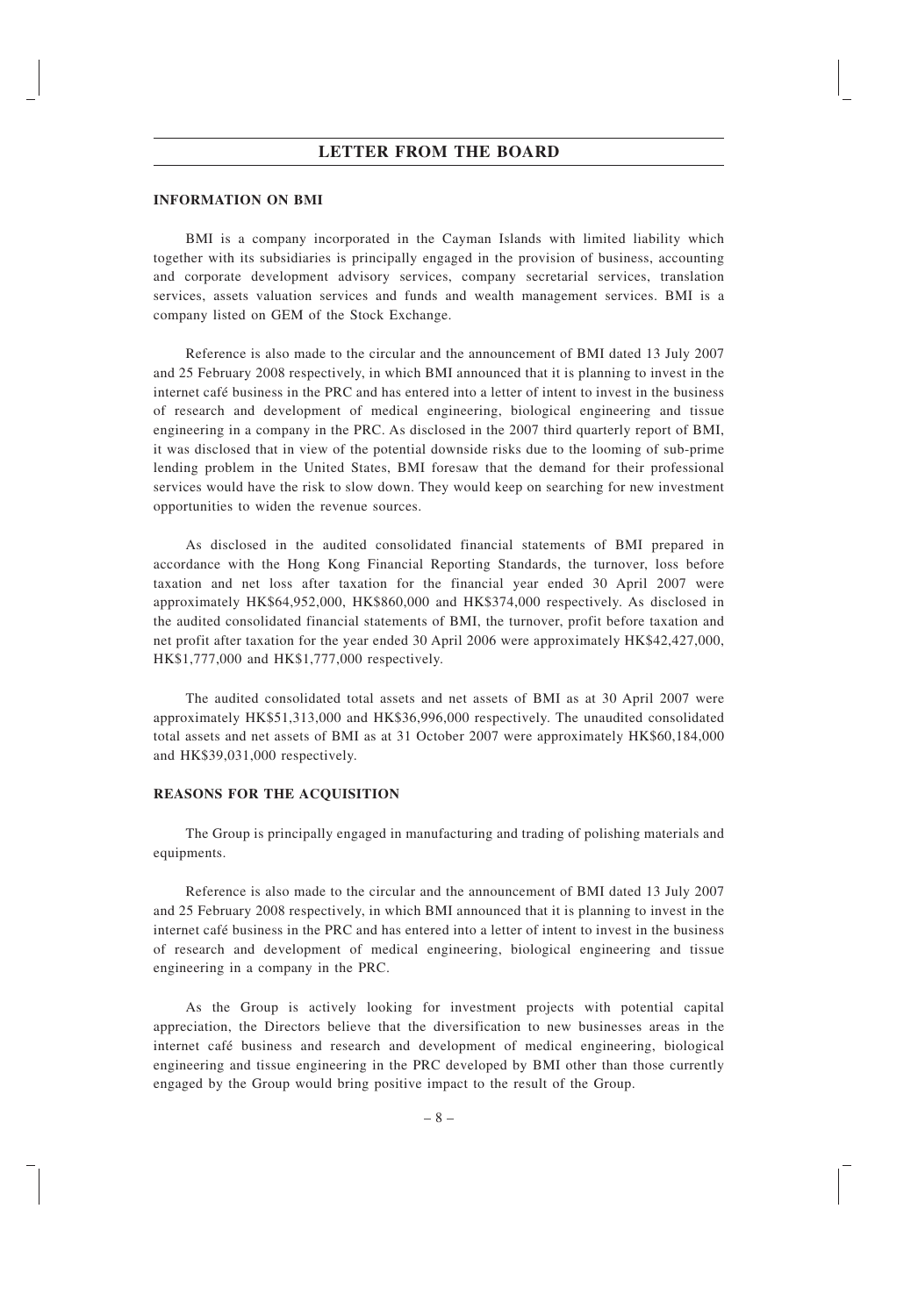## INFORMATION ON BMI

BMI is a company incorporated in the Cayman Islands with limited liability which together with its subsidiaries is principally engaged in the provision of business, accounting and corporate development advisory services, company secretarial services, translation services, assets valuation services and funds and wealth management services. BMI is a company listed on GEM of the Stock Exchange.

Reference is also made to the circular and the announcement of BMI dated 13 July 2007 and 25 February 2008 respectively, in which BMI announced that it is planning to invest in the internet café business in the PRC and has entered into a letter of intent to invest in the business of research and development of medical engineering, biological engineering and tissue engineering in a company in the PRC. As disclosed in the 2007 third quarterly report of BMI, it was disclosed that in view of the potential downside risks due to the looming of sub-prime lending problem in the United States, BMI foresaw that the demand for their professional services would have the risk to slow down. They would keep on searching for new investment opportunities to widen the revenue sources.

As disclosed in the audited consolidated financial statements of BMI prepared in accordance with the Hong Kong Financial Reporting Standards, the turnover, loss before taxation and net loss after taxation for the financial year ended 30 April 2007 were approximately HK$64,952,000, HK$860,000 and HK$374,000 respectively. As disclosed in the audited consolidated financial statements of BMI, the turnover, profit before taxation and net profit after taxation for the year ended 30 April 2006 were approximately HK$42,427,000, HK$1,777,000 and HK$1,777,000 respectively.

The audited consolidated total assets and net assets of BMI as at 30 April 2007 were approximately HK$51,313,000 and HK$36,996,000 respectively. The unaudited consolidated total assets and net assets of BMI as at 31 October 2007 were approximately HK$60,184,000 and HK$39,031,000 respectively.

## REASONS FOR THE ACQUISITION

The Group is principally engaged in manufacturing and trading of polishing materials and equipments.

Reference is also made to the circular and the announcement of BMI dated 13 July 2007 and 25 February 2008 respectively, in which BMI announced that it is planning to invest in the internet café business in the PRC and has entered into a letter of intent to invest in the business of research and development of medical engineering, biological engineering and tissue engineering in a company in the PRC.

As the Group is actively looking for investment projects with potential capital appreciation, the Directors believe that the diversification to new businesses areas in the internet café business and research and development of medical engineering, biological engineering and tissue engineering in the PRC developed by BMI other than those currently engaged by the Group would bring positive impact to the result of the Group.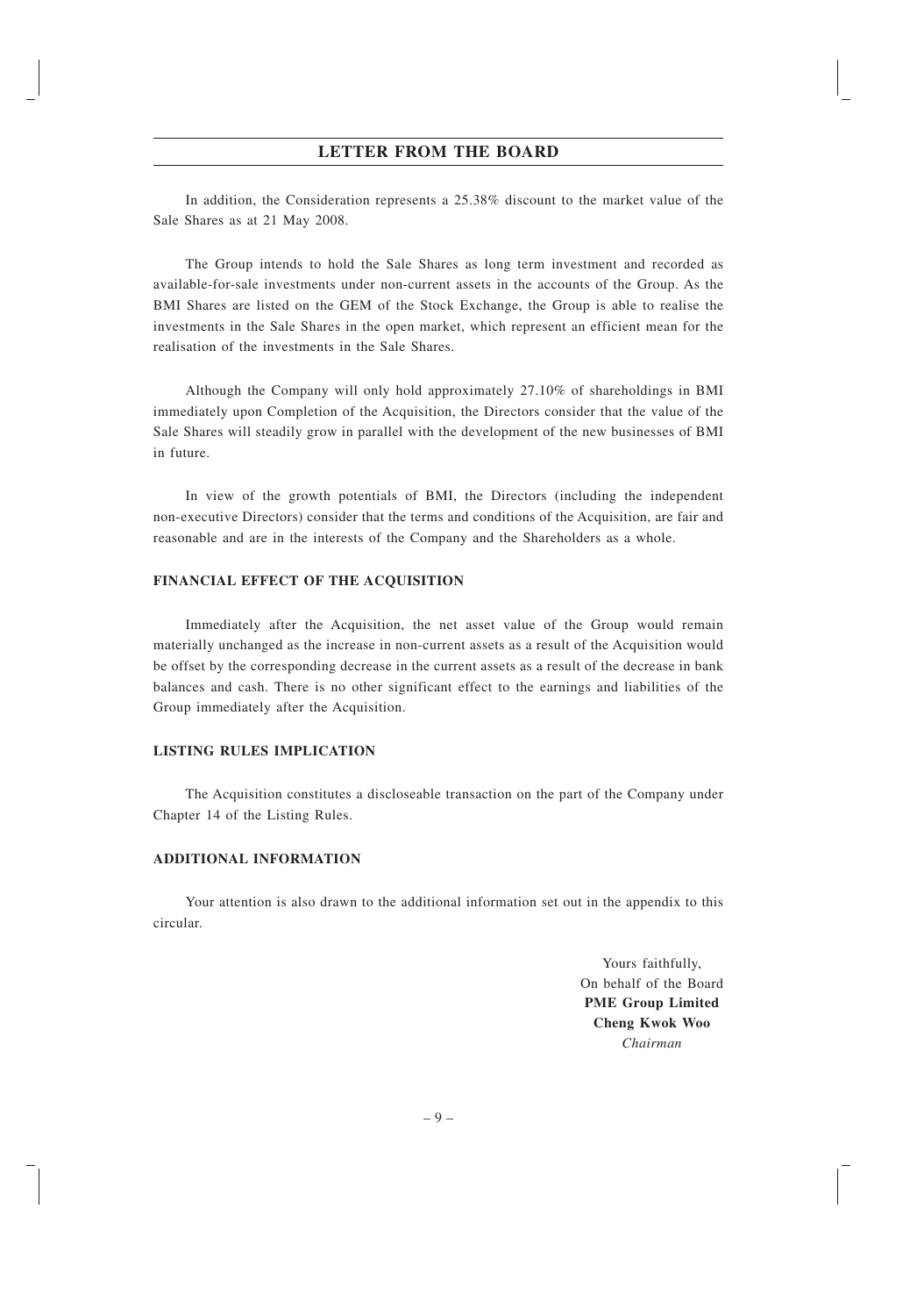In addition, the Consideration represents a 25.38% discount to the market value of the Sale Shares as at 21 May 2008.

The Group intends to hold the Sale Shares as long term investment and recorded as available-for-sale investments under non-current assets in the accounts of the Group. As the BMI Shares are listed on the GEM of the Stock Exchange, the Group is able to realise the investments in the Sale Shares in the open market, which represent an efficient mean for the realisation of the investments in the Sale Shares.

Although the Company will only hold approximately 27.10% of shareholdings in BMI immediately upon Completion of the Acquisition, the Directors consider that the value of the Sale Shares will steadily grow in parallel with the development of the new businesses of BMI in future.

In view of the growth potentials of BMI, the Directors (including the independent non-executive Directors) consider that the terms and conditions of the Acquisition, are fair and reasonable and are in the interests of the Company and the Shareholders as a whole.

### FINANCIAL EFFECT OF THE ACQUISITION

Immediately after the Acquisition, the net asset value of the Group would remain materially unchanged as the increase in non-current assets as a result of the Acquisition would be offset by the corresponding decrease in the current assets as a result of the decrease in bank balances and cash. There is no other significant effect to the earnings and liabilities of the Group immediately after the Acquisition.

### LISTING RULES IMPLICATION

The Acquisition constitutes a discloseable transaction on the part of the Company under Chapter 14 of the Listing Rules.

### ADDITIONAL INFORMATION

Your attention is also drawn to the additional information set out in the appendix to this circular.

Yours faithfully,
On behalf of the Board
**PME Group Limited**
**Cheng Kwok Woo**
*Chairman*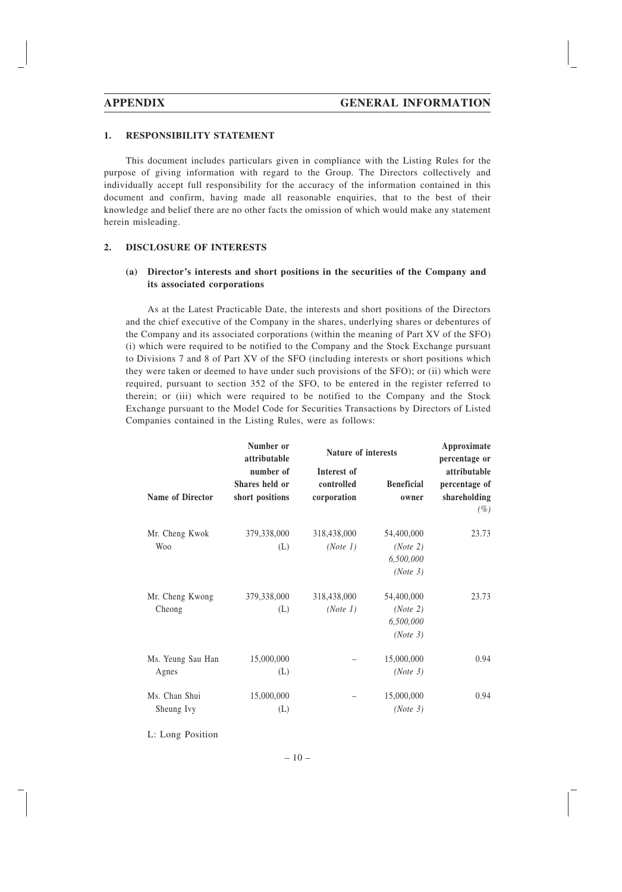## APPENDIX GENERAL INFORMATION

### 1. RESPONSIBILITY STATEMENT

This document includes particulars given in compliance with the Listing Rules for the purpose of giving information with regard to the Group. The Directors collectively and individually accept full responsibility for the accuracy of the information contained in this document and confirm, having made all reasonable enquiries, that to the best of their knowledge and belief there are no other facts the omission of which would make any statement herein misleading.

### 2. DISCLOSURE OF INTERESTS

#### (a) Director's interests and short positions in the securities of the Company and its associated corporations

As at the Latest Practicable Date, the interests and short positions of the Directors and the chief executive of the Company in the shares, underlying shares or debentures of the Company and its associated corporations (within the meaning of Part XV of the SFO) (i) which were required to be notified to the Company and the Stock Exchange pursuant to Divisions 7 and 8 of Part XV of the SFO (including interests or short positions which they were taken or deemed to have under such provisions of the SFO); or (ii) which were required, pursuant to section 352 of the SFO, to be entered in the register referred to therein; or (iii) which were required to be notified to the Company and the Stock Exchange pursuant to the Model Code for Securities Transactions by Directors of Listed Companies contained in the Listing Rules, were as follows:

| Name of Director | Number or attributable number of Shares held or short positions | Nature of interests | | Approximate percentage or attributable percentage of shareholding |
|---|---|---|---|---|
| | | Interest of controlled corporation | Beneficial owner | (%) |
| Mr. Cheng Kwok Woo | 379,338,000 (L) | 318,438,000 *(Note 1)* | 54,400,000 *(Note 2)* 6,500,000 *(Note 3)* | 23.73 |
| Mr. Cheng Kwong Cheong | 379,338,000 (L) | 318,438,000 *(Note 1)* | 54,400,000 *(Note 2)* 6,500,000 *(Note 3)* | 23.73 |
| Ms. Yeung Sau Han Agnes | 15,000,000 (L) | – | 15,000,000 *(Note 3)* | 0.94 |
| Ms. Chan Shui Sheung Ivy | 15,000,000 (L) | – | 15,000,000 *(Note 3)* | 0.94 |

L: Long Position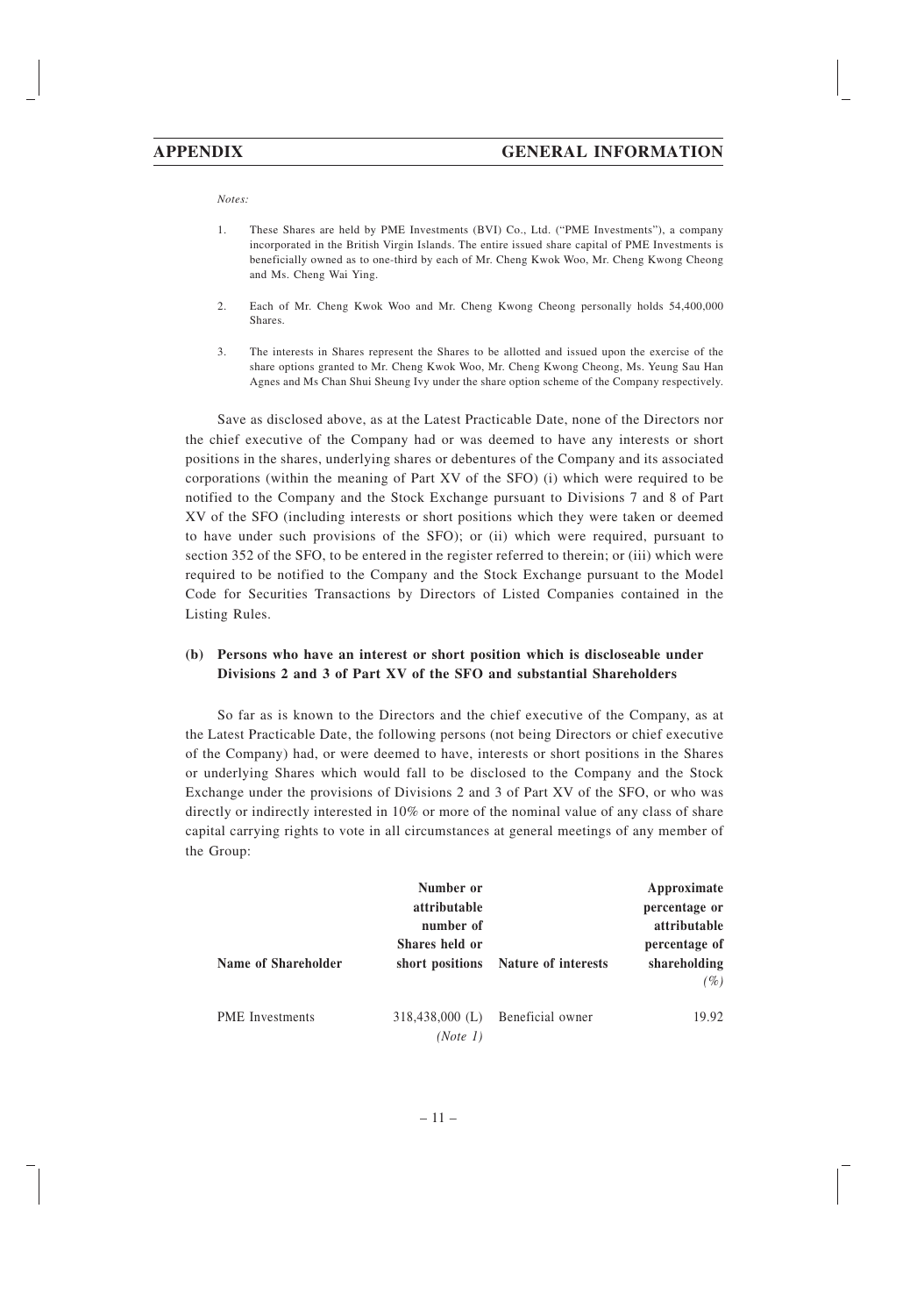*Notes:*

1. These Shares are held by PME Investments (BVI) Co., Ltd. ("PME Investments"), a company incorporated in the British Virgin Islands. The entire issued share capital of PME Investments is beneficially owned as to one-third by each of Mr. Cheng Kwok Woo, Mr. Cheng Kwong Cheong and Ms. Cheng Wai Ying.

2. Each of Mr. Cheng Kwok Woo and Mr. Cheng Kwong Cheong personally holds 54,400,000 Shares.

3. The interests in Shares represent the Shares to be allotted and issued upon the exercise of the share options granted to Mr. Cheng Kwok Woo, Mr. Cheng Kwong Cheong, Ms. Yeung Sau Han Agnes and Ms Chan Shui Sheung Ivy under the share option scheme of the Company respectively.

Save as disclosed above, as at the Latest Practicable Date, none of the Directors nor the chief executive of the Company had or was deemed to have any interests or short positions in the shares, underlying shares or debentures of the Company and its associated corporations (within the meaning of Part XV of the SFO) (i) which were required to be notified to the Company and the Stock Exchange pursuant to Divisions 7 and 8 of Part XV of the SFO (including interests or short positions which they were taken or deemed to have under such provisions of the SFO); or (ii) which were required, pursuant to section 352 of the SFO, to be entered in the register referred to therein; or (iii) which were required to be notified to the Company and the Stock Exchange pursuant to the Model Code for Securities Transactions by Directors of Listed Companies contained in the Listing Rules.

**(b) Persons who have an interest or short position which is discloseable under Divisions 2 and 3 of Part XV of the SFO and substantial Shareholders**

So far as is known to the Directors and the chief executive of the Company, as at the Latest Practicable Date, the following persons (not being Directors or chief executive of the Company) had, or were deemed to have, interests or short positions in the Shares or underlying Shares which would fall to be disclosed to the Company and the Stock Exchange under the provisions of Divisions 2 and 3 of Part XV of the SFO, or who was directly or indirectly interested in 10% or more of the nominal value of any class of share capital carrying rights to vote in all circumstances at general meetings of any member of the Group:

| Name of Shareholder | Number or attributable number of Shares held or short positions | Nature of interests | Approximate percentage or attributable percentage of shareholding (%) |
|---|---|---|---|
| PME Investments | 318,438,000 (L) *(Note 1)* | Beneficial owner | 19.92 |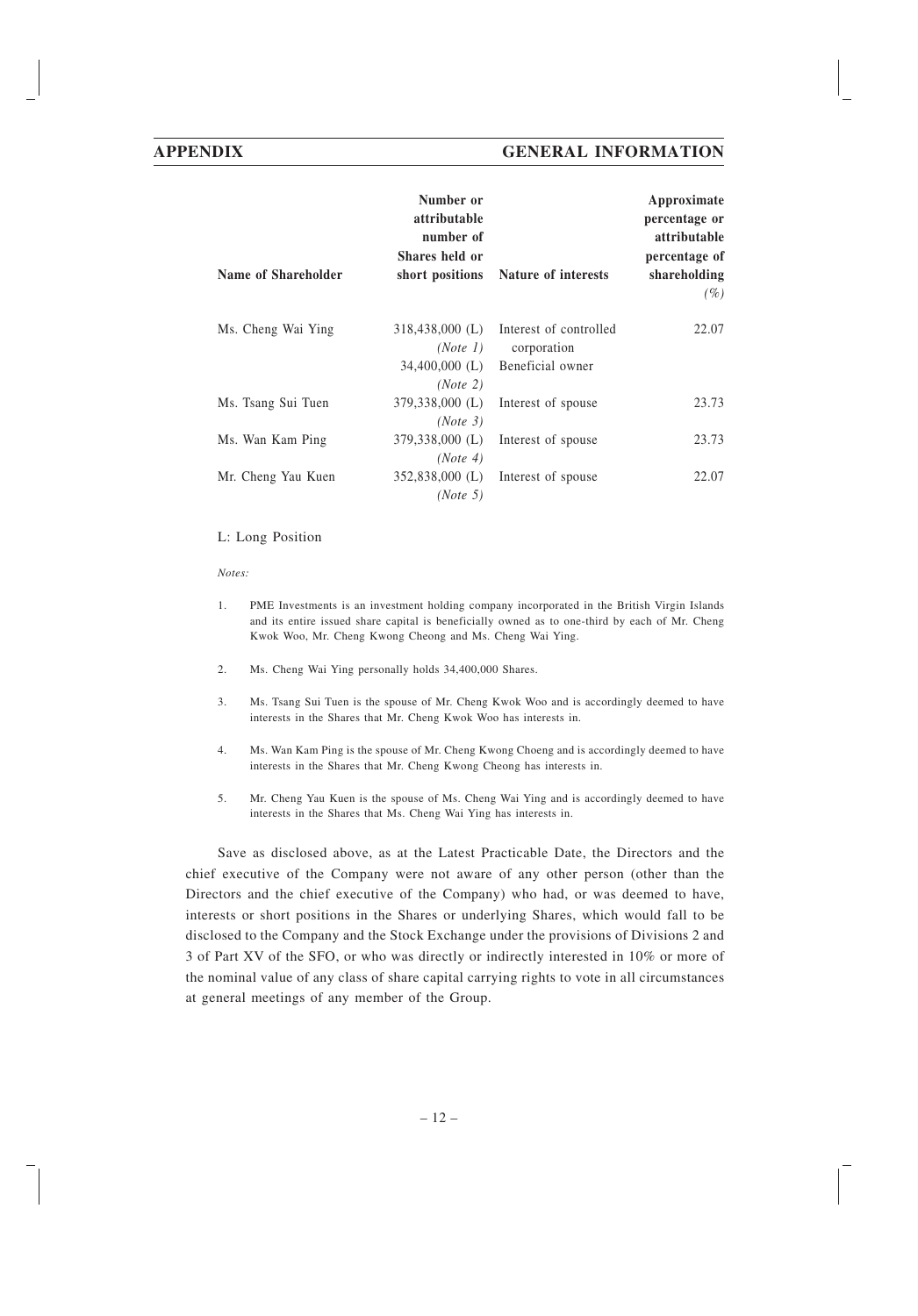| Name of Shareholder | Number or attributable number of Shares held or short positions | Nature of interests | Approximate percentage or attributable percentage of shareholding *(%)* |
|---|---|---|---|
| Ms. Cheng Wai Ying | 318,438,000 (L) *(Note 1)* | Interest of controlled corporation | 22.07 |
| | 34,400,000 (L) *(Note 2)* | Beneficial owner | |
| Ms. Tsang Sui Tuen | 379,338,000 (L) *(Note 3)* | Interest of spouse | 23.73 |
| Ms. Wan Kam Ping | 379,338,000 (L) *(Note 4)* | Interest of spouse | 23.73 |
| Mr. Cheng Yau Kuen | 352,838,000 (L) *(Note 5)* | Interest of spouse | 22.07 |

L: Long Position

*Notes:*

1. PME Investments is an investment holding company incorporated in the British Virgin Islands and its entire issued share capital is beneficially owned as to one-third by each of Mr. Cheng Kwok Woo, Mr. Cheng Kwong Cheong and Ms. Cheng Wai Ying.

2. Ms. Cheng Wai Ying personally holds 34,400,000 Shares.

3. Ms. Tsang Sui Tuen is the spouse of Mr. Cheng Kwok Woo and is accordingly deemed to have interests in the Shares that Mr. Cheng Kwok Woo has interests in.

4. Ms. Wan Kam Ping is the spouse of Mr. Cheng Kwong Choeng and is accordingly deemed to have interests in the Shares that Mr. Cheng Kwong Cheong has interests in.

5. Mr. Cheng Yau Kuen is the spouse of Ms. Cheng Wai Ying and is accordingly deemed to have interests in the Shares that Ms. Cheng Wai Ying has interests in.

Save as disclosed above, as at the Latest Practicable Date, the Directors and the chief executive of the Company were not aware of any other person (other than the Directors and the chief executive of the Company) who had, or was deemed to have, interests or short positions in the Shares or underlying Shares, which would fall to be disclosed to the Company and the Stock Exchange under the provisions of Divisions 2 and 3 of Part XV of the SFO, or who was directly or indirectly interested in 10% or more of the nominal value of any class of share capital carrying rights to vote in all circumstances at general meetings of any member of the Group.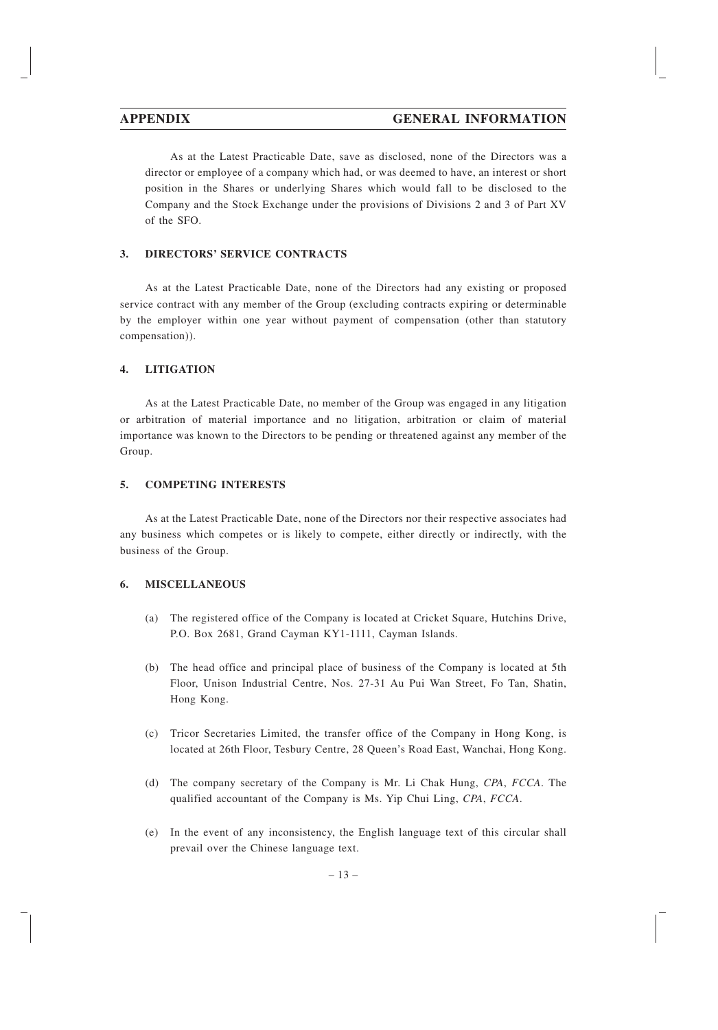As at the Latest Practicable Date, save as disclosed, none of the Directors was a director or employee of a company which had, or was deemed to have, an interest or short position in the Shares or underlying Shares which would fall to be disclosed to the Company and the Stock Exchange under the provisions of Divisions 2 and 3 of Part XV of the SFO.

## 3. DIRECTORS' SERVICE CONTRACTS

As at the Latest Practicable Date, none of the Directors had any existing or proposed service contract with any member of the Group (excluding contracts expiring or determinable by the employer within one year without payment of compensation (other than statutory compensation)).

## 4. LITIGATION

As at the Latest Practicable Date, no member of the Group was engaged in any litigation or arbitration of material importance and no litigation, arbitration or claim of material importance was known to the Directors to be pending or threatened against any member of the Group.

## 5. COMPETING INTERESTS

As at the Latest Practicable Date, none of the Directors nor their respective associates had any business which competes or is likely to compete, either directly or indirectly, with the business of the Group.

## 6. MISCELLANEOUS

(a) The registered office of the Company is located at Cricket Square, Hutchins Drive, P.O. Box 2681, Grand Cayman KY1-1111, Cayman Islands.

(b) The head office and principal place of business of the Company is located at 5th Floor, Unison Industrial Centre, Nos. 27-31 Au Pui Wan Street, Fo Tan, Shatin, Hong Kong.

(c) Tricor Secretaries Limited, the transfer office of the Company in Hong Kong, is located at 26th Floor, Tesbury Centre, 28 Queen's Road East, Wanchai, Hong Kong.

(d) The company secretary of the Company is Mr. Li Chak Hung, *CPA*, *FCCA*. The qualified accountant of the Company is Ms. Yip Chui Ling, *CPA*, *FCCA*.

(e) In the event of any inconsistency, the English language text of this circular shall prevail over the Chinese language text.